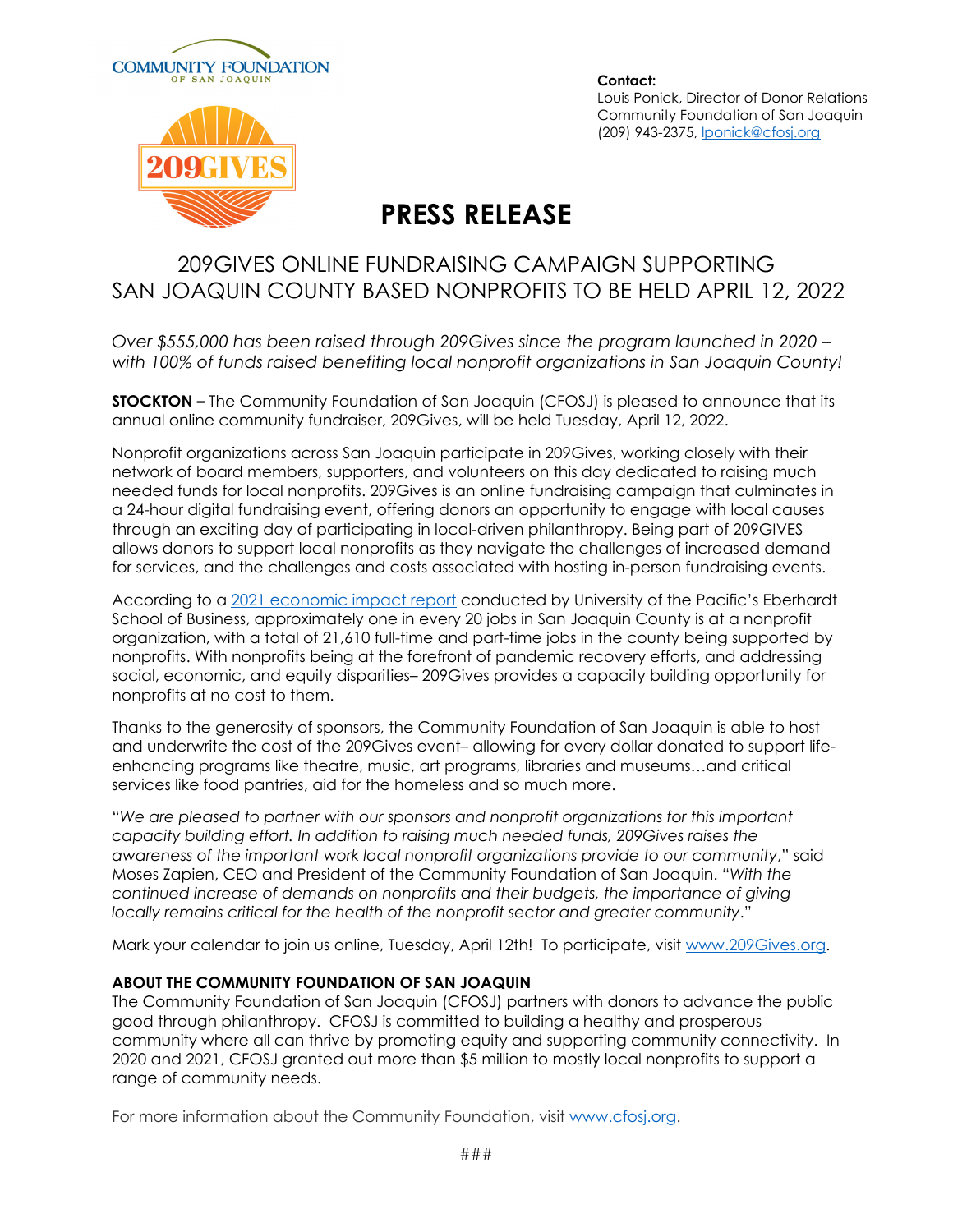COMMUNITY FOUNDATION OF SAN JOAQUIN

209GIVES

**Contact:**
Louis Ponick, Director of Donor Relations
Community Foundation of San Joaquin
(209) 943-2375, lponick@cfosj.org

# PRESS RELEASE

## 209GIVES ONLINE FUNDRAISING CAMPAIGN SUPPORTING SAN JOAQUIN COUNTY BASED NONPROFITS TO BE HELD APRIL 12, 2022

*Over $555,000 has been raised through 209Gives since the program launched in 2020 – with 100% of funds raised benefiting local nonprofit organizations in San Joaquin County!*

**STOCKTON –** The Community Foundation of San Joaquin (CFOSJ) is pleased to announce that its annual online community fundraiser, 209Gives, will be held Tuesday, April 12, 2022.

Nonprofit organizations across San Joaquin participate in 209Gives, working closely with their network of board members, supporters, and volunteers on this day dedicated to raising much needed funds for local nonprofits. 209Gives is an online fundraising campaign that culminates in a 24-hour digital fundraising event, offering donors an opportunity to engage with local causes through an exciting day of participating in local-driven philanthropy. Being part of 209GIVES allows donors to support local nonprofits as they navigate the challenges of increased demand for services, and the challenges and costs associated with hosting in-person fundraising events.

According to a 2021 economic impact report conducted by University of the Pacific's Eberhardt School of Business, approximately one in every 20 jobs in San Joaquin County is at a nonprofit organization, with a total of 21,610 full-time and part-time jobs in the county being supported by nonprofits. With nonprofits being at the forefront of pandemic recovery efforts, and addressing social, economic, and equity disparities– 209Gives provides a capacity building opportunity for nonprofits at no cost to them.

Thanks to the generosity of sponsors, the Community Foundation of San Joaquin is able to host and underwrite the cost of the 209Gives event– allowing for every dollar donated to support life-enhancing programs like theatre, music, art programs, libraries and museums…and critical services like food pantries, aid for the homeless and so much more.

"*We are pleased to partner with our sponsors and nonprofit organizations for this important capacity building effort. In addition to raising much needed funds, 209Gives raises the awareness of the important work local nonprofit organizations provide to our community*," said Moses Zapien, CEO and President of the Community Foundation of San Joaquin. "*With the continued increase of demands on nonprofits and their budgets, the importance of giving locally remains critical for the health of the nonprofit sector and greater community*."

Mark your calendar to join us online, Tuesday, April 12th! To participate, visit www.209Gives.org.

**ABOUT THE COMMUNITY FOUNDATION OF SAN JOAQUIN**
The Community Foundation of San Joaquin (CFOSJ) partners with donors to advance the public good through philanthropy. CFOSJ is committed to building a healthy and prosperous community where all can thrive by promoting equity and supporting community connectivity. In 2020 and 2021, CFOSJ granted out more than $5 million to mostly local nonprofits to support a range of community needs.

For more information about the Community Foundation, visit www.cfosj.org.

###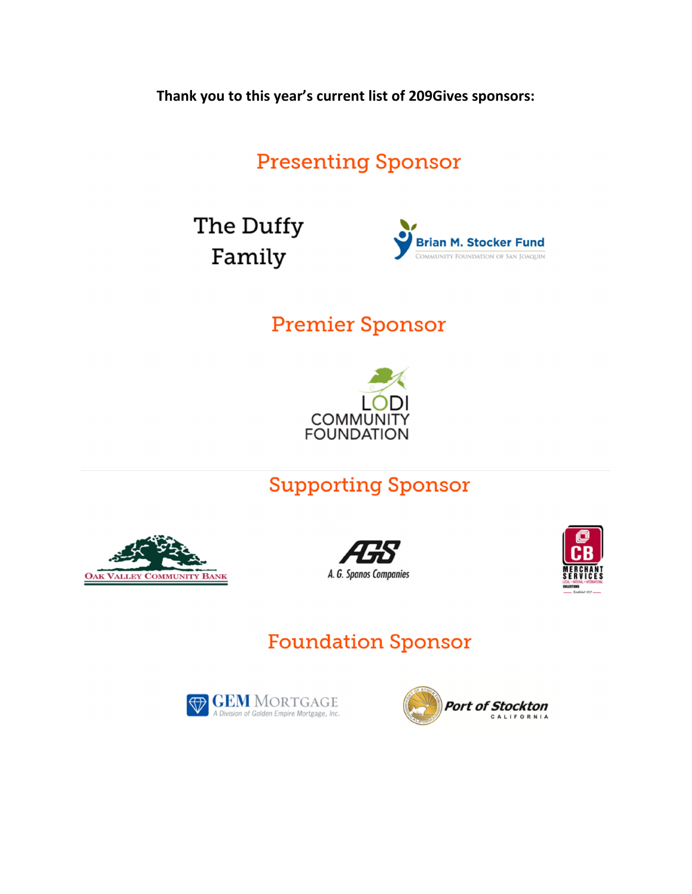**Thank you to this year's current list of 209Gives sponsors:**

## Presenting Sponsor

The Duffy Family

Brian M. Stocker Fund
COMMUNITY FOUNDATION OF SAN JOAQUIN

## Premier Sponsor

LODI COMMUNITY FOUNDATION

## Supporting Sponsor

OAK VALLEY COMMUNITY BANK

AGS
A. G. Spanos Companies

CB MERCHANT SERVICES

## Foundation Sponsor

GEM MORTGAGE
A Division of Golden Empire Mortgage, Inc.

Port of Stockton
CALIFORNIA